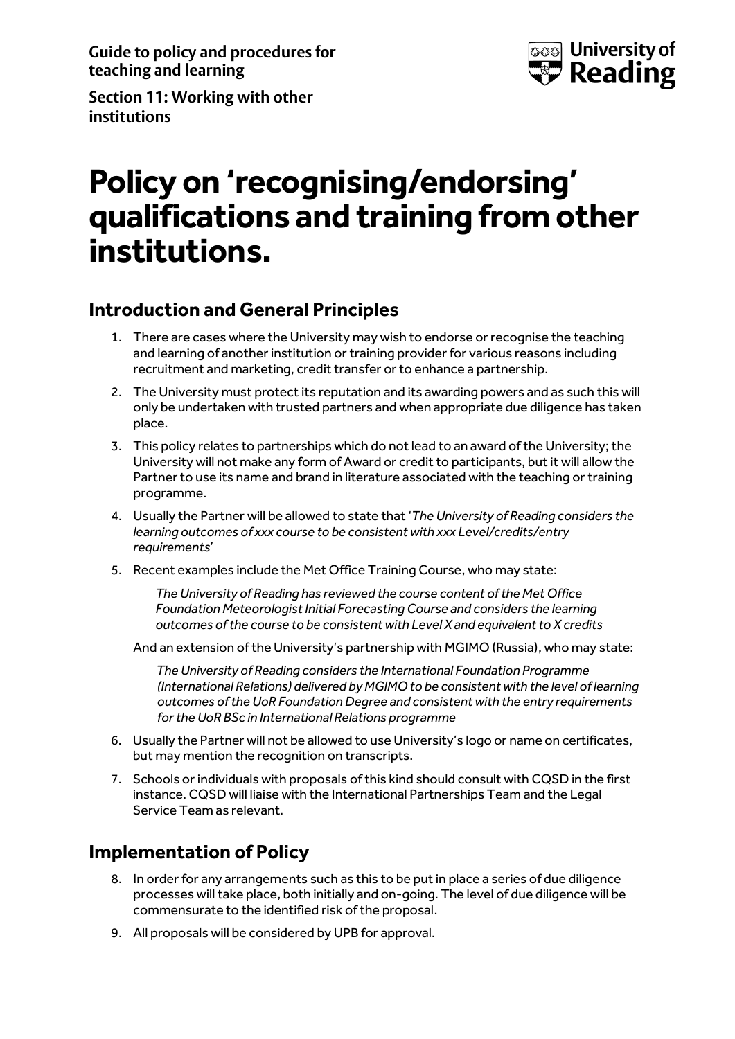Guide to policy and procedures for teaching and learning

Section 11: Working with other institutions

# Policy on 'recognising/endorsing' qualifications and training from other institutions.

## Introduction and General Principles

1. There are cases where the University may wish to endorse or recognise the teaching and learning of another institution or training provider for various reasons including recruitment and marketing, credit transfer or to enhance a partnership.
2. The University must protect its reputation and its awarding powers and as such this will only be undertaken with trusted partners and when appropriate due diligence has taken place.
3. This policy relates to partnerships which do not lead to an award of the University; the University will not make any form of Award or credit to participants, but it will allow the Partner to use its name and brand in literature associated with the teaching or training programme.
4. Usually the Partner will be allowed to state that '*The University of Reading considers the learning outcomes of xxx course to be consistent with xxx Level/credits/entry requirements*'
5. Recent examples include the Met Office Training Course, who may state:

   *The University of Reading has reviewed the course content of the Met Office Foundation Meteorologist Initial Forecasting Course and considers the learning outcomes of the course to be consistent with Level X and equivalent to X credits*

   And an extension of the University's partnership with MGIMO (Russia), who may state:

   *The University of Reading considers the International Foundation Programme (International Relations) delivered by MGIMO to be consistent with the level of learning outcomes of the UoR Foundation Degree and consistent with the entry requirements for the UoR BSc in International Relations programme*

6. Usually the Partner will not be allowed to use University's logo or name on certificates, but may mention the recognition on transcripts.
7. Schools or individuals with proposals of this kind should consult with CQSD in the first instance. CQSD will liaise with the International Partnerships Team and the Legal Service Team as relevant.

## Implementation of Policy

8. In order for any arrangements such as this to be put in place a series of due diligence processes will take place, both initially and on-going. The level of due diligence will be commensurate to the identified risk of the proposal.
9. All proposals will be considered by UPB for approval.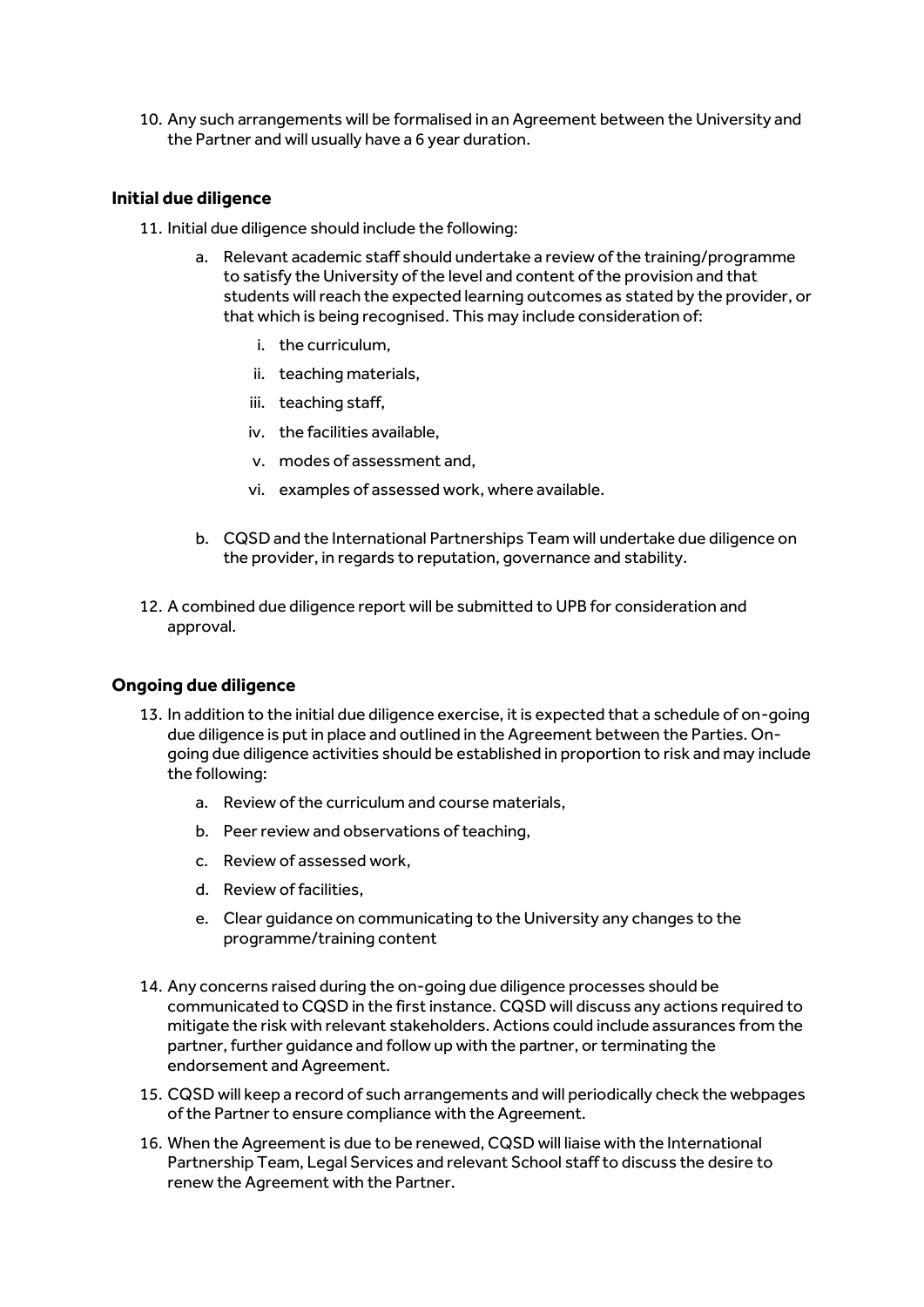10. Any such arrangements will be formalised in an Agreement between the University and the Partner and will usually have a 6 year duration.

### Initial due diligence

11. Initial due diligence should include the following:

    a. Relevant academic staff should undertake a review of the training/programme to satisfy the University of the level and content of the provision and that students will reach the expected learning outcomes as stated by the provider, or that which is being recognised. This may include consideration of:

        i. the curriculum,

        ii. teaching materials,

        iii. teaching staff,

        iv. the facilities available,

        v. modes of assessment and,

        vi. examples of assessed work, where available.

    b. CQSD and the International Partnerships Team will undertake due diligence on the provider, in regards to reputation, governance and stability.

12. A combined due diligence report will be submitted to UPB for consideration and approval.

### Ongoing due diligence

13. In addition to the initial due diligence exercise, it is expected that a schedule of on-going due diligence is put in place and outlined in the Agreement between the Parties. On-going due diligence activities should be established in proportion to risk and may include the following:

    a. Review of the curriculum and course materials,

    b. Peer review and observations of teaching,

    c. Review of assessed work,

    d. Review of facilities,

    e. Clear guidance on communicating to the University any changes to the programme/training content

14. Any concerns raised during the on-going due diligence processes should be communicated to CQSD in the first instance. CQSD will discuss any actions required to mitigate the risk with relevant stakeholders. Actions could include assurances from the partner, further guidance and follow up with the partner, or terminating the endorsement and Agreement.

15. CQSD will keep a record of such arrangements and will periodically check the webpages of the Partner to ensure compliance with the Agreement.

16. When the Agreement is due to be renewed, CQSD will liaise with the International Partnership Team, Legal Services and relevant School staff to discuss the desire to renew the Agreement with the Partner.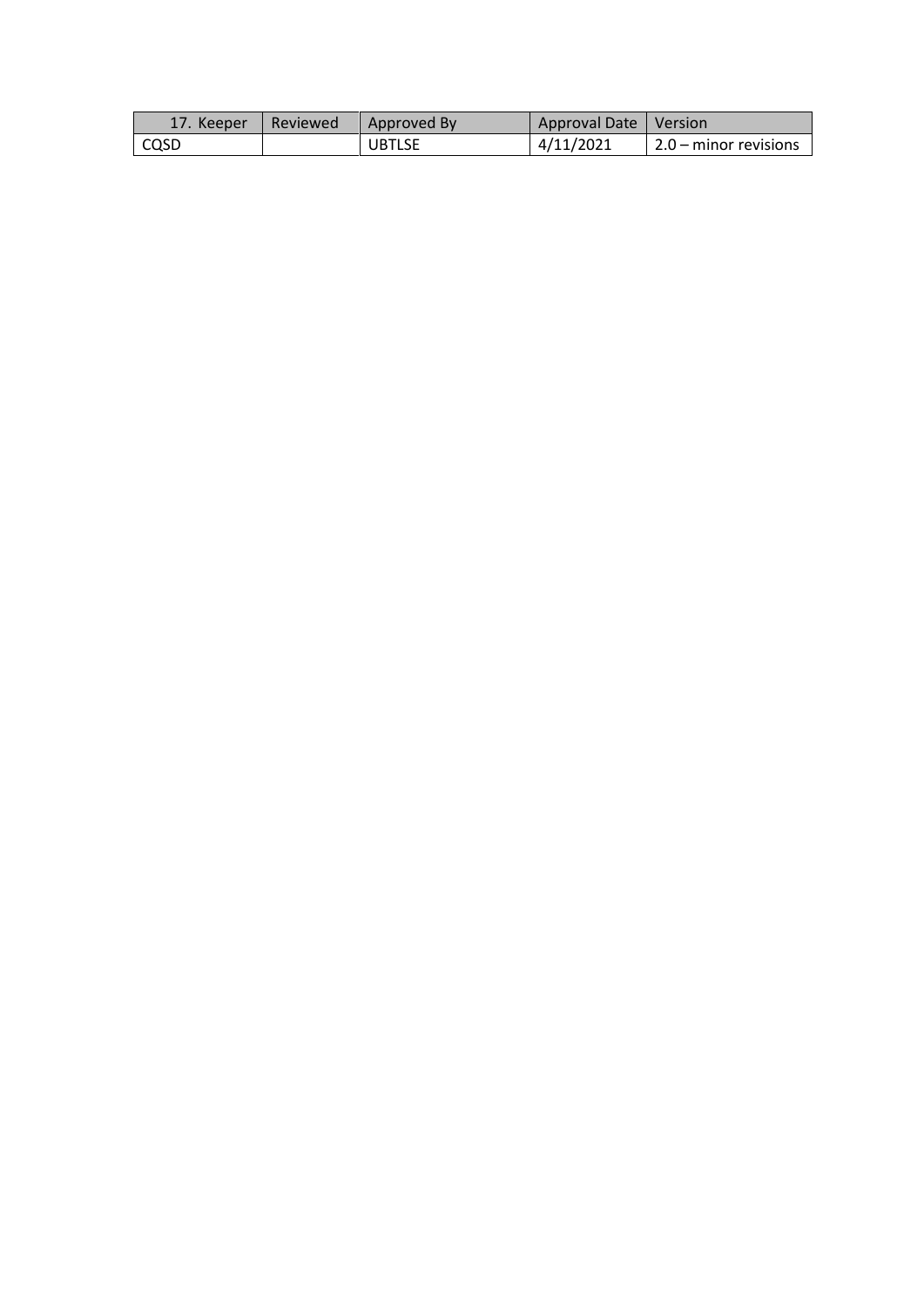| 17. Keeper | Reviewed | Approved By | Approval Date | Version |
| --- | --- | --- | --- | --- |
| CQSD | | UBTLSE | 4/11/2021 | 2.0 – minor revisions |